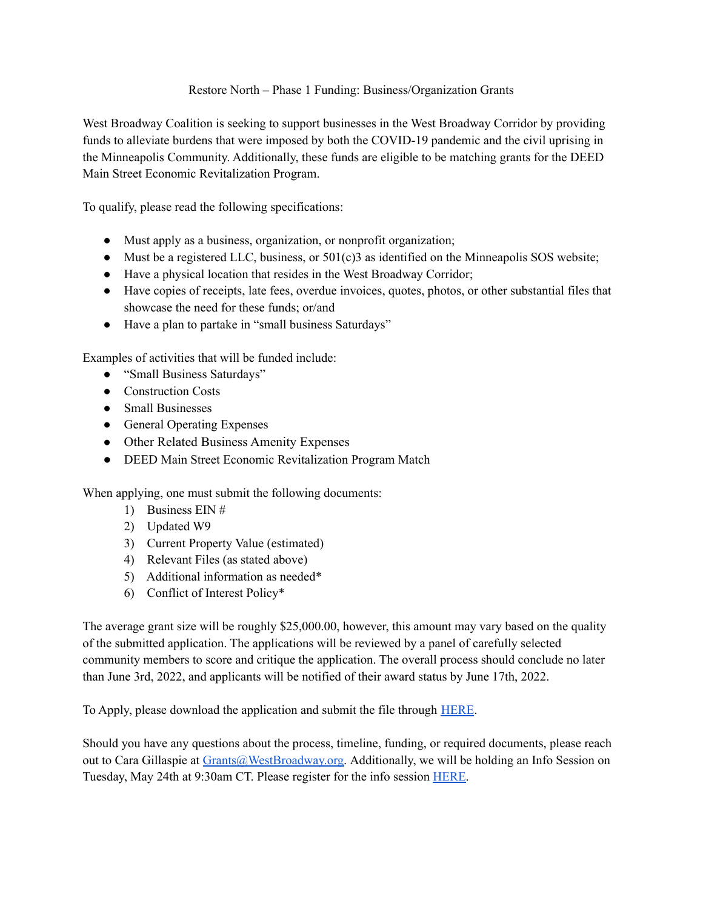# Restore North – Phase 1 Funding: Business/Organization Grants

West Broadway Coalition is seeking to support businesses in the West Broadway Corridor by providing funds to alleviate burdens that were imposed by both the COVID-19 pandemic and the civil uprising in the Minneapolis Community. Additionally, these funds are eligible to be matching grants for the DEED Main Street Economic Revitalization Program.

To qualify, please read the following specifications:

- Must apply as a business, organization, or nonprofit organization;
- Must be a registered LLC, business, or 501(c)3 as identified on the Minneapolis SOS website;
- Have a physical location that resides in the West Broadway Corridor;
- Have copies of receipts, late fees, overdue invoices, quotes, photos, or other substantial files that showcase the need for these funds; or/and
- Have a plan to partake in "small business Saturdays"

Examples of activities that will be funded include:

- "Small Business Saturdays"
- Construction Costs
- Small Businesses
- General Operating Expenses
- Other Related Business Amenity Expenses
- DEED Main Street Economic Revitalization Program Match

When applying, one must submit the following documents:

1) Business EIN #
2) Updated W9
3) Current Property Value (estimated)
4) Relevant Files (as stated above)
5) Additional information as needed*
6) Conflict of Interest Policy*

The average grant size will be roughly $25,000.00, however, this amount may vary based on the quality of the submitted application. The applications will be reviewed by a panel of carefully selected community members to score and critique the application. The overall process should conclude no later than June 3rd, 2022, and applicants will be notified of their award status by June 17th, 2022.

To Apply, please download the application and submit the file through [HERE]().

Should you have any questions about the process, timeline, funding, or required documents, please reach out to Cara Gillaspie at [Grants@WestBroadway.org](mailto:Grants@WestBroadway.org). Additionally, we will be holding an Info Session on Tuesday, May 24th at 9:30am CT. Please register for the info session [HERE]().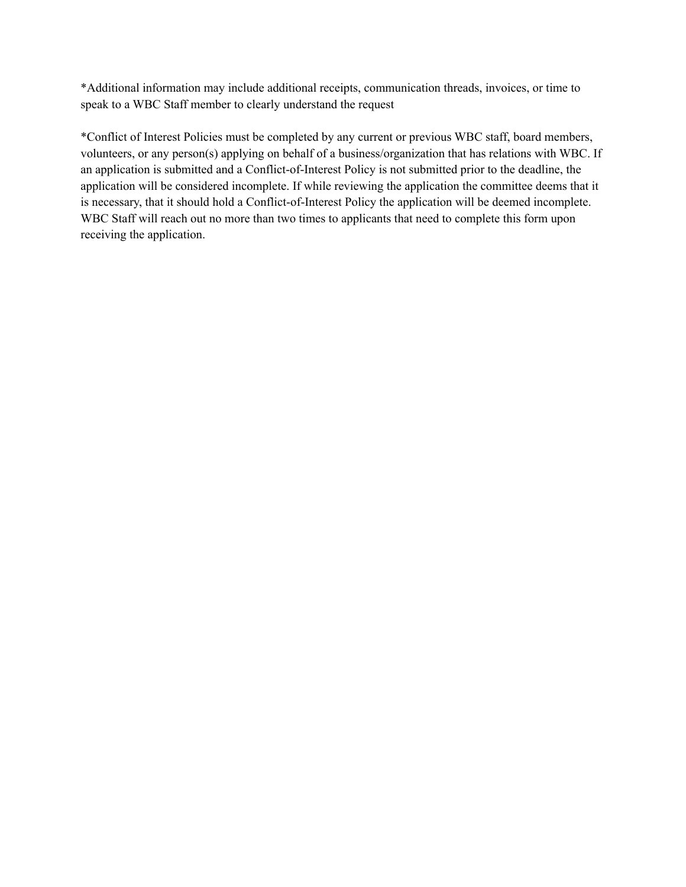*Additional information may include additional receipts, communication threads, invoices, or time to speak to a WBC Staff member to clearly understand the request

*Conflict of Interest Policies must be completed by any current or previous WBC staff, board members, volunteers, or any person(s) applying on behalf of a business/organization that has relations with WBC. If an application is submitted and a Conflict-of-Interest Policy is not submitted prior to the deadline, the application will be considered incomplete. If while reviewing the application the committee deems that it is necessary, that it should hold a Conflict-of-Interest Policy the application will be deemed incomplete. WBC Staff will reach out no more than two times to applicants that need to complete this form upon receiving the application.